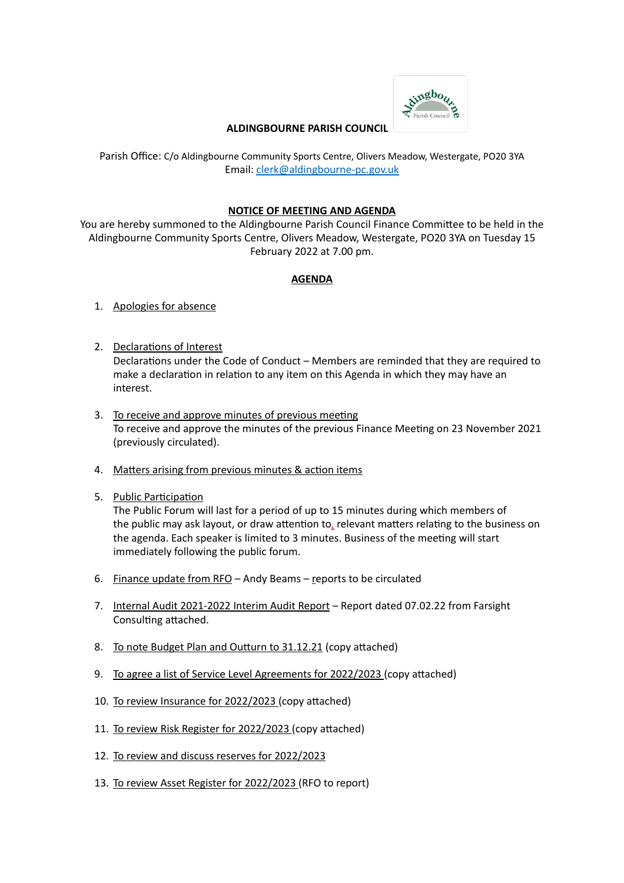**ALDINGBOURNE PARISH COUNCIL**

Parish Office: C/o Aldingbourne Community Sports Centre, Olivers Meadow, Westergate, PO20 3YA
Email: clerk@aldingbourne-pc.gov.uk

**NOTICE OF MEETING AND AGENDA**

You are hereby summoned to the Aldingbourne Parish Council Finance Committee to be held in the Aldingbourne Community Sports Centre, Olivers Meadow, Westergate, PO20 3YA on Tuesday 15 February 2022 at 7.00 pm.

**AGENDA**

1. Apologies for absence

2. Declarations of Interest
   Declarations under the Code of Conduct – Members are reminded that they are required to make a declaration in relation to any item on this Agenda in which they may have an interest.

3. To receive and approve minutes of previous meeting
   To receive and approve the minutes of the previous Finance Meeting on 23 November 2021 (previously circulated).

4. Matters arising from previous minutes & action items

5. Public Participation
   The Public Forum will last for a period of up to 15 minutes during which members of the public may ask layout, or draw attention to, relevant matters relating to the business on the agenda. Each speaker is limited to 3 minutes. Business of the meeting will start immediately following the public forum.

6. Finance update from RFO – Andy Beams – reports to be circulated

7. Internal Audit 2021-2022 Interim Audit Report – Report dated 07.02.22 from Farsight Consulting attached.

8. To note Budget Plan and Outturn to 31.12.21 (copy attached)

9. To agree a list of Service Level Agreements for 2022/2023 (copy attached)

10. To review Insurance for 2022/2023 (copy attached)

11. To review Risk Register for 2022/2023 (copy attached)

12. To review and discuss reserves for 2022/2023

13. To review Asset Register for 2022/2023 (RFO to report)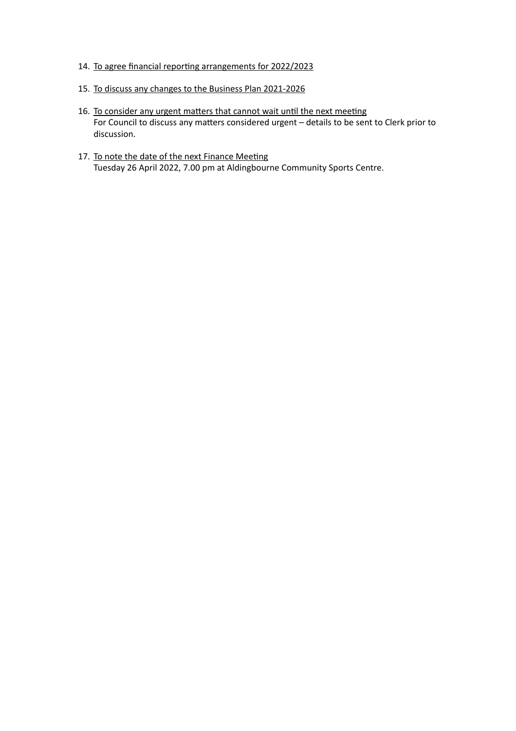14. To agree financial reporting arrangements for 2022/2023

15. To discuss any changes to the Business Plan 2021-2026

16. To consider any urgent matters that cannot wait until the next meeting
    For Council to discuss any matters considered urgent – details to be sent to Clerk prior to discussion.

17. To note the date of the next Finance Meeting
    Tuesday 26 April 2022, 7.00 pm at Aldingbourne Community Sports Centre.